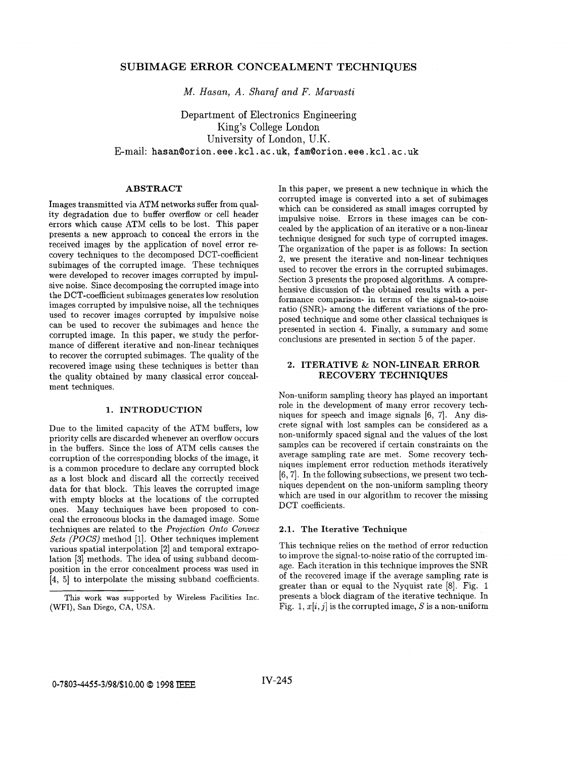# SUBIMAGE ERROR CONCEALMENT TECHNIQUES

*M. Hasan, A. Sharaf and F. Marvasti*

Department of Electronics Engineering
King's College London
University of London, U.K.
E-mail: hasan@orion.eee.kcl.ac.uk, fam@orion.eee.kcl.ac.uk

## ABSTRACT

Images transmitted via ATM networks suffer from quality degradation due to buffer overflow or cell header errors which cause ATM cells to be lost. This paper presents a new approach to conceal the errors in the received images by the application of novel error recovery techniques to the decomposed DCT-coefficient subimages of the corrupted image. These techniques were developed to recover images corrupted by impulsive noise. Since decomposing the corrupted image into the DCT-coefficient subimages generates low resolution images corrupted by impulsive noise, all the techniques used to recover images corrupted by impulsive noise can be used to recover the subimages and hence the corrupted image. In this paper, we study the performance of different iterative and non-linear techniques to recover the corrupted subimages. The quality of the recovered image using these techniques is better than the quality obtained by many classical error concealment techniques.

## 1. INTRODUCTION

Due to the limited capacity of the ATM buffers, low priority cells are discarded whenever an overflow occurs in the buffers. Since the loss of ATM cells causes the corruption of the corresponding blocks of the image, it is a common procedure to declare any corrupted block as a lost block and discard all the correctly received data for that block. This leaves the corrupted image with empty blocks at the locations of the corrupted ones. Many techniques have been proposed to conceal the erroneous blocks in the damaged image. Some techniques are related to the *Projection Onto Convex Sets (POCS)* method [1]. Other techniques implement various spatial interpolation [2] and temporal extrapolation [3] methods. The idea of using subband decomposition in the error concealment process was used in [4, 5] to interpolate the missing subband coefficients.

This work was supported by Wireless Facilities Inc. (WFI), San Diego, CA, USA.

In this paper, we present a new technique in which the corrupted image is converted into a set of subimages which can be considered as small images corrupted by impulsive noise. Errors in these images can be concealed by the application of an iterative or a non-linear technique designed for such type of corrupted images. The organization of the paper is as follows: In section 2, we present the iterative and non-linear techniques used to recover the errors in the corrupted subimages. Section 3 presents the proposed algorithms. A comprehensive discussion of the obtained results with a performance comparison- in terms of the signal-to-noise ratio (SNR)- among the different variations of the proposed technique and some other classical techniques is presented in section 4. Finally, a summary and some conclusions are presented in section 5 of the paper.

## 2. ITERATIVE & NON-LINEAR ERROR RECOVERY TECHNIQUES

Non-uniform sampling theory has played an important role in the development of many error recovery techniques for speech and image signals [6, 7]. Any discrete signal with lost samples can be considered as a non-uniformly spaced signal and the values of the lost samples can be recovered if certain constraints on the average sampling rate are met. Some recovery techniques implement error reduction methods iteratively [6, 7]. In the following subsections, we present two techniques dependent on the non-uniform sampling theory which are used in our algorithm to recover the missing DCT coefficients.

### 2.1. The Iterative Technique

This technique relies on the method of error reduction to improve the signal-to-noise ratio of the corrupted image. Each iteration in this technique improves the SNR of the recovered image if the average sampling rate is greater than or equal to the Nyquist rate [8]. Fig. 1 presents a block diagram of the iterative technique. In Fig. 1, $x[i, j]$ is the corrupted image, $S$ is a non-uniform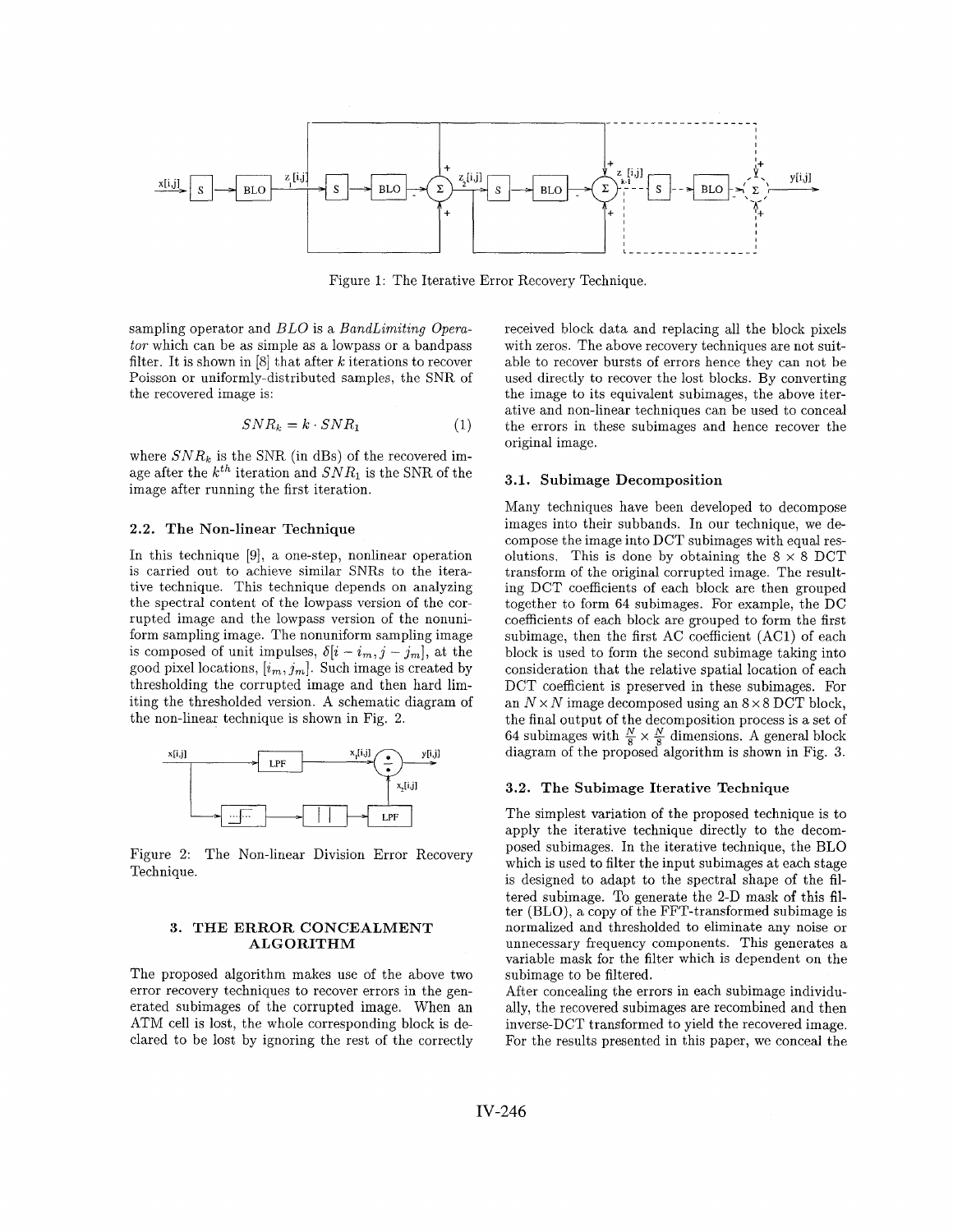Figure 1: The Iterative Error Recovery Technique.

sampling operator and *BLO* is a *BandLimiting Operator* which can be as simple as a lowpass or a bandpass filter. It is shown in [8] that after $k$ iterations to recover Poisson or uniformly-distributed samples, the SNR of the recovered image is:

$$SNR_k = k \cdot SNR_1 \tag{1}$$

where $SNR_k$ is the SNR (in dBs) of the recovered image after the $k^{th}$ iteration and $SNR_1$ is the SNR of the image after running the first iteration.

### 2.2. The Non-linear Technique

In this technique [9], a one-step, nonlinear operation is carried out to achieve similar SNRs to the iterative technique. This technique depends on analyzing the spectral content of the lowpass version of the corrupted image and the lowpass version of the nonuniform sampling image. The nonuniform sampling image is composed of unit impulses, $\delta[i - i_m, j - j_m]$, at the good pixel locations, $[i_m, j_m]$. Such image is created by thresholding the corrupted image and then hard limiting the thresholded version. A schematic diagram of the non-linear technique is shown in Fig. 2.

Figure 2: The Non-linear Division Error Recovery Technique.

## 3. THE ERROR CONCEALMENT ALGORITHM

The proposed algorithm makes use of the above two error recovery techniques to recover errors in the generated subimages of the corrupted image. When an ATM cell is lost, the whole corresponding block is declared to be lost by ignoring the rest of the correctly received block data and replacing all the block pixels with zeros. The above recovery techniques are not suitable to recover bursts of errors hence they can not be used directly to recover the lost blocks. By converting the image to its equivalent subimages, the above iterative and non-linear techniques can be used to conceal the errors in these subimages and hence recover the original image.

### 3.1. Subimage Decomposition

Many techniques have been developed to decompose images into their subbands. In our technique, we decompose the image into DCT subimages with equal resolutions. This is done by obtaining the $8 \times 8$ DCT transform of the original corrupted image. The resulting DCT coefficients of each block are then grouped together to form 64 subimages. For example, the DC coefficients of each block are grouped to form the first subimage, then the first AC coefficient (AC1) of each block is used to form the second subimage taking into consideration that the relative spatial location of each DCT coefficient is preserved in these subimages. For an $N \times N$ image decomposed using an $8 \times 8$ DCT block, the final output of the decomposition process is a set of 64 subimages with $\frac{N}{8} \times \frac{N}{8}$ dimensions. A general block diagram of the proposed algorithm is shown in Fig. 3.

### 3.2. The Subimage Iterative Technique

The simplest variation of the proposed technique is to apply the iterative technique directly to the decomposed subimages. In the iterative technique, the BLO which is used to filter the input subimages at each stage is designed to adapt to the spectral shape of the filtered subimage. To generate the 2-D mask of this filter (BLO), a copy of the FFT-transformed subimage is normalized and thresholded to eliminate any noise or unnecessary frequency components. This generates a variable mask for the filter which is dependent on the subimage to be filtered.

After concealing the errors in each subimage individually, the recovered subimages are recombined and then inverse-DCT transformed to yield the recovered image. For the results presented in this paper, we conceal the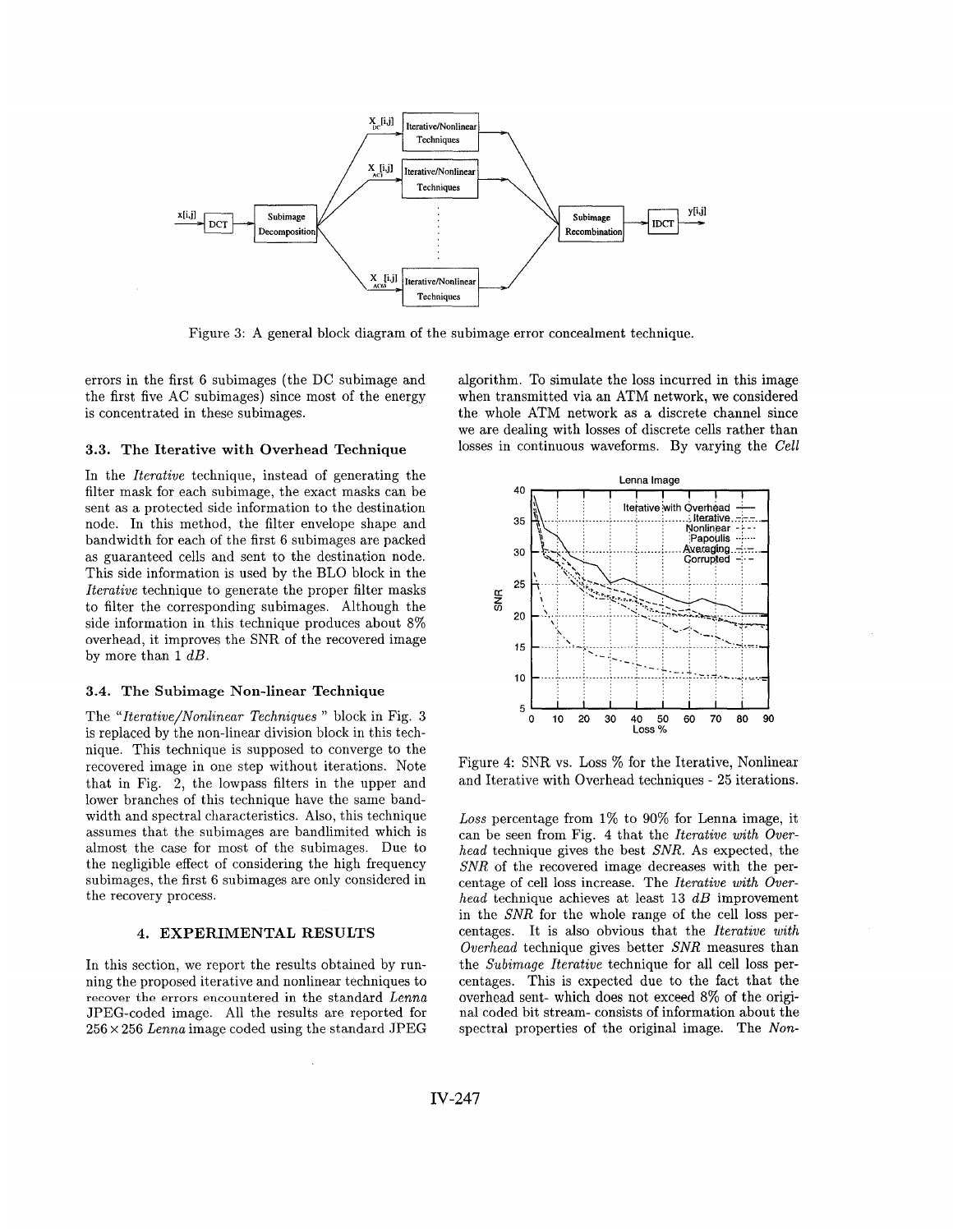Figure 3: A general block diagram of the subimage error concealment technique.

errors in the first 6 subimages (the DC subimage and the first five AC subimages) since most of the energy is concentrated in these subimages.

### 3.3. The Iterative with Overhead Technique

In the *Iterative* technique, instead of generating the filter mask for each subimage, the exact masks can be sent as a protected side information to the destination node. In this method, the filter envelope shape and bandwidth for each of the first 6 subimages are packed as guaranteed cells and sent to the destination node. This side information is used by the BLO block in the *Iterative* technique to generate the proper filter masks to filter the corresponding subimages. Although the side information in this technique produces about 8% overhead, it improves the SNR of the recovered image by more than 1 *dB*.

### 3.4. The Subimage Non-linear Technique

The *"Iterative/Nonlinear Techniques"* block in Fig. 3 is replaced by the non-linear division block in this technique. This technique is supposed to converge to the recovered image in one step without iterations. Note that in Fig. 2, the lowpass filters in the upper and lower branches of this technique have the same bandwidth and spectral characteristics. Also, this technique assumes that the subimages are bandlimited which is almost the case for most of the subimages. Due to the negligible effect of considering the high frequency subimages, the first 6 subimages are only considered in the recovery process.

## 4. EXPERIMENTAL RESULTS

In this section, we report the results obtained by running the proposed iterative and nonlinear techniques to recover the errors encountered in the standard *Lenna* JPEG-coded image. All the results are reported for $256 \times 256$ *Lenna* image coded using the standard JPEG algorithm. To simulate the loss incurred in this image when transmitted via an ATM network, we considered the whole ATM network as a discrete channel since we are dealing with losses of discrete cells rather than losses in continuous waveforms. By varying the *Cell Loss* percentage from 1% to 90% for Lenna image, it can be seen from Fig. 4 that the *Iterative with Overhead* technique gives the best *SNR*. As expected, the *SNR* of the recovered image decreases with the percentage of cell loss increase. The *Iterative with Overhead* technique achieves at least 13 *dB* improvement in the *SNR* for the whole range of the cell loss percentages. It is also obvious that the *Iterative with Overhead* technique gives better *SNR* measures than the *Subimage Iterative* technique for all cell loss percentages. This is expected due to the fact that the overhead sent- which does not exceed 8% of the original coded bit stream- consists of information about the spectral properties of the original image. The *Non-*

Figure 4: SNR vs. Loss % for the Iterative, Nonlinear and Iterative with Overhead techniques - 25 iterations.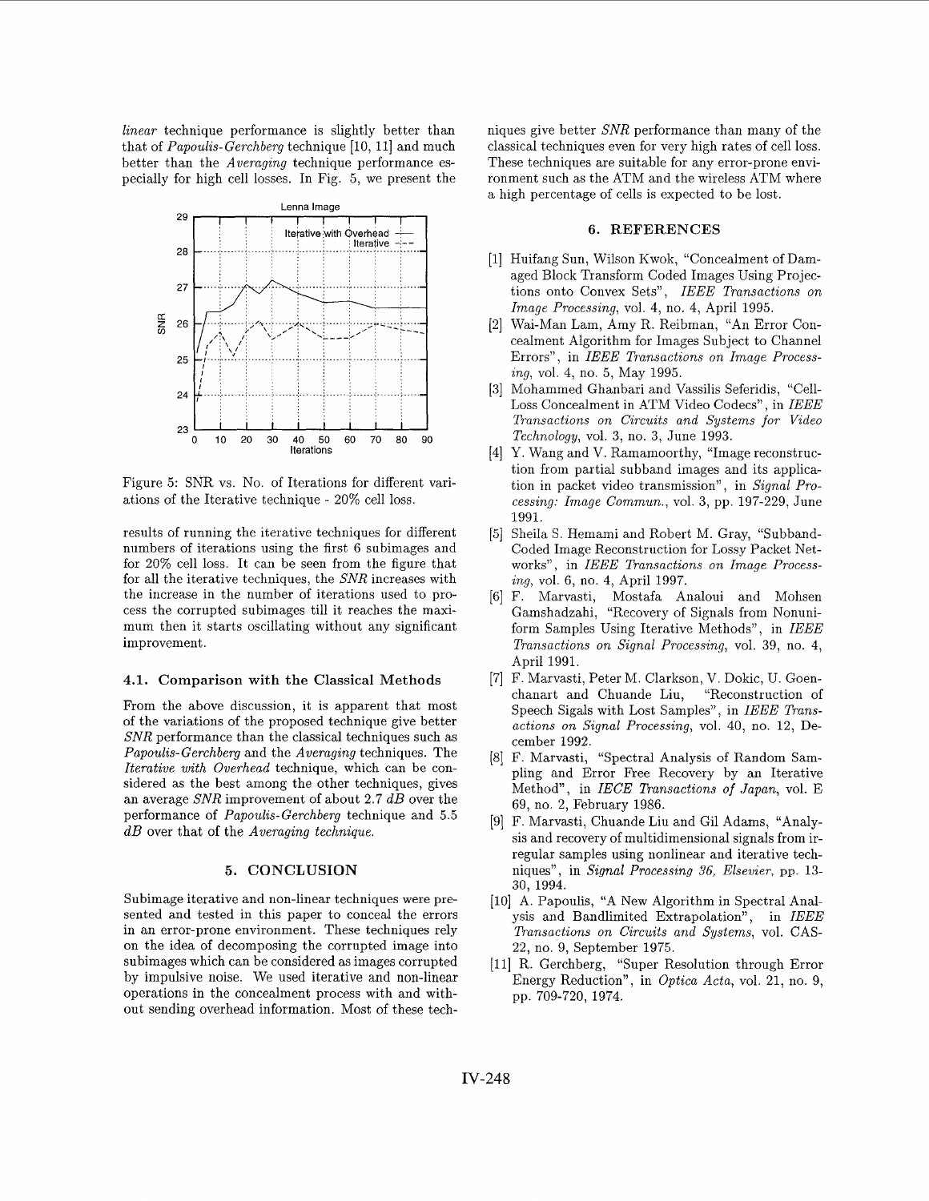*linear* technique performance is slightly better than that of *Papoulis-Gerchberg* technique [10, 11] and much better than the *Averaging* technique performance especially for high cell losses. In Fig. 5, we present the

Lenna Image

Iterative with Overhead
Iterative

SNR

29
28
27
26
25
24
23

0 10 20 30 40 50 60 70 80 90

Iterations

Figure 5: SNR vs. No. of Iterations for different variations of the Iterative technique - 20% cell loss.

results of running the iterative techniques for different numbers of iterations using the first 6 subimages and for 20% cell loss. It can be seen from the figure that for all the iterative techniques, the *SNR* increases with the increase in the number of iterations used to process the corrupted subimages till it reaches the maximum then it starts oscillating without any significant improvement.

### 4.1. Comparison with the Classical Methods

From the above discussion, it is apparent that most of the variations of the proposed technique give better *SNR* performance than the classical techniques such as *Papoulis-Gerchberg* and the *Averaging* techniques. The *Iterative with Overhead* technique, which can be considered as the best among the other techniques, gives an average *SNR* improvement of about 2.7 *dB* over the performance of *Papoulis-Gerchberg* technique and 5.5 *dB* over that of the *Averaging technique.*

## 5. CONCLUSION

Subimage iterative and non-linear techniques were presented and tested in this paper to conceal the errors in an error-prone environment. These techniques rely on the idea of decomposing the corrupted image into subimages which can be considered as images corrupted by impulsive noise. We used iterative and non-linear operations in the concealment process with and without sending overhead information. Most of these techniques give better *SNR* performance than many of the classical techniques even for very high rates of cell loss. These techniques are suitable for any error-prone environment such as the ATM and the wireless ATM where a high percentage of cells is expected to be lost.

## 6. REFERENCES

[1] Huifang Sun, Wilson Kwok, "Concealment of Damaged Block Transform Coded Images Using Projections onto Convex Sets", *IEEE Transactions on Image Processing*, vol. 4, no. 4, April 1995.

[2] Wai-Man Lam, Amy R. Reibman, "An Error Concealment Algorithm for Images Subject to Channel Errors", in *IEEE Transactions on Image Processing*, vol. 4, no. 5, May 1995.

[3] Mohammed Ghanbari and Vassilis Seferidis, "Cell-Loss Concealment in ATM Video Codecs", in *IEEE Transactions on Circuits and Systems for Video Technology*, vol. 3, no. 3, June 1993.

[4] Y. Wang and V. Ramamoorthy, "Image reconstruction from partial subband images and its application in packet video transmission", in *Signal Processing: Image Commun.*, vol. 3, pp. 197-229, June 1991.

[5] Sheila S. Hemami and Robert M. Gray, "Subband-Coded Image Reconstruction for Lossy Packet Networks", in *IEEE Transactions on Image Processing*, vol. 6, no. 4, April 1997.

[6] F. Marvasti, Mostafa Analoui and Mohsen Gamshadzahi, "Recovery of Signals from Nonuniform Samples Using Iterative Methods", in *IEEE Transactions on Signal Processing*, vol. 39, no. 4, April 1991.

[7] F. Marvasti, Peter M. Clarkson, V. Dokic, U. Goenchanart and Chuande Liu, "Reconstruction of Speech Sigals with Lost Samples", in *IEEE Transactions on Signal Processing*, vol. 40, no. 12, December 1992.

[8] F. Marvasti, "Spectral Analysis of Random Sampling and Error Free Recovery by an Iterative Method", in *IECE Transactions of Japan*, vol. E 69, no. 2, February 1986.

[9] F. Marvasti, Chuande Liu and Gil Adams, "Analysis and recovery of multidimensional signals from irregular samples using nonlinear and iterative techniques", in *Signal Processing 36, Elsevier*, pp. 13-30, 1994.

[10] A. Papoulis, "A New Algorithm in Spectral Analysis and Bandlimited Extrapolation", in *IEEE Transactions on Circuits and Systems*, vol. CAS-22, no. 9, September 1975.

[11] R. Gerchberg, "Super Resolution through Error Energy Reduction", in *Optica Acta*, vol. 21, no. 9, pp. 709-720, 1974.